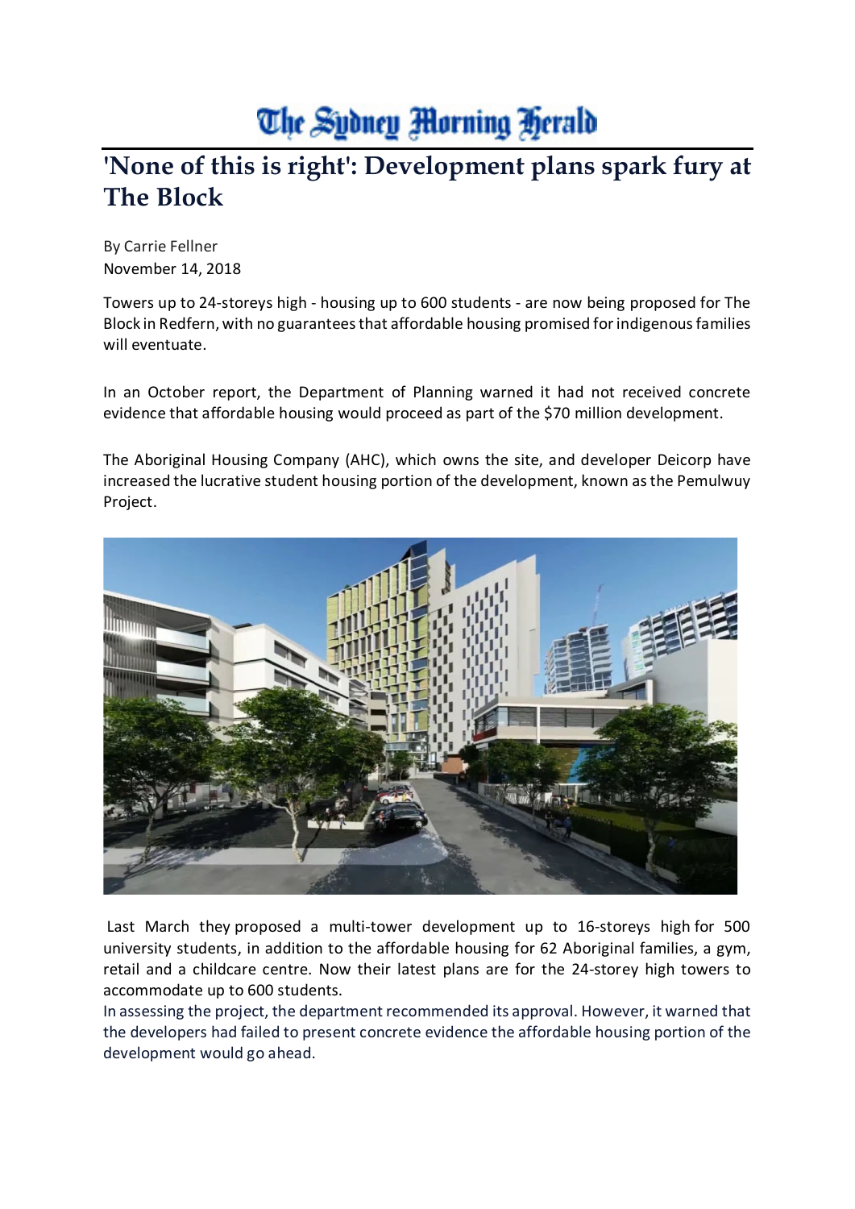The Sydney Morning Herald

# 'None of this is right': Development plans spark fury at The Block

By Carrie Fellner
November 14, 2018

Towers up to 24-storeys high - housing up to 600 students - are now being proposed for The Block in Redfern, with no guarantees that affordable housing promised for indigenous families will eventuate.

In an October report, the Department of Planning warned it had not received concrete evidence that affordable housing would proceed as part of the $70 million development.

The Aboriginal Housing Company (AHC), which owns the site, and developer Deicorp have increased the lucrative student housing portion of the development, known as the Pemulwuy Project.

Last March they proposed a multi-tower development up to 16-storeys high for 500 university students, in addition to the affordable housing for 62 Aboriginal families, a gym, retail and a childcare centre. Now their latest plans are for the 24-storey high towers to accommodate up to 600 students.

In assessing the project, the department recommended its approval. However, it warned that the developers had failed to present concrete evidence the affordable housing portion of the development would go ahead.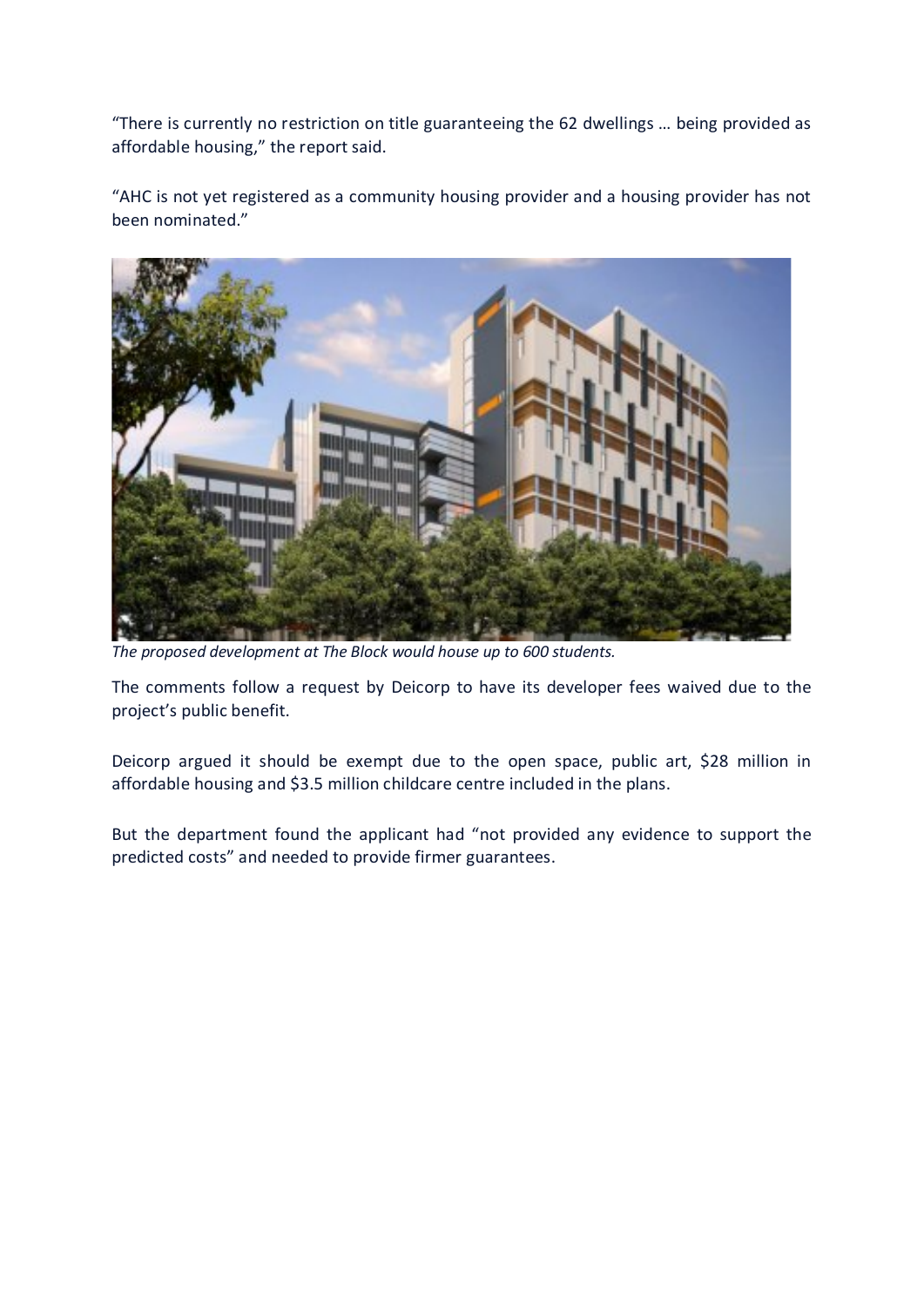"There is currently no restriction on title guaranteeing the 62 dwellings … being provided as affordable housing," the report said.

"AHC is not yet registered as a community housing provider and a housing provider has not been nominated."

*The proposed development at The Block would house up to 600 students.*

The comments follow a request by Deicorp to have its developer fees waived due to the project's public benefit.

Deicorp argued it should be exempt due to the open space, public art, $28 million in affordable housing and $3.5 million childcare centre included in the plans.

But the department found the applicant had "not provided any evidence to support the predicted costs" and needed to provide firmer guarantees.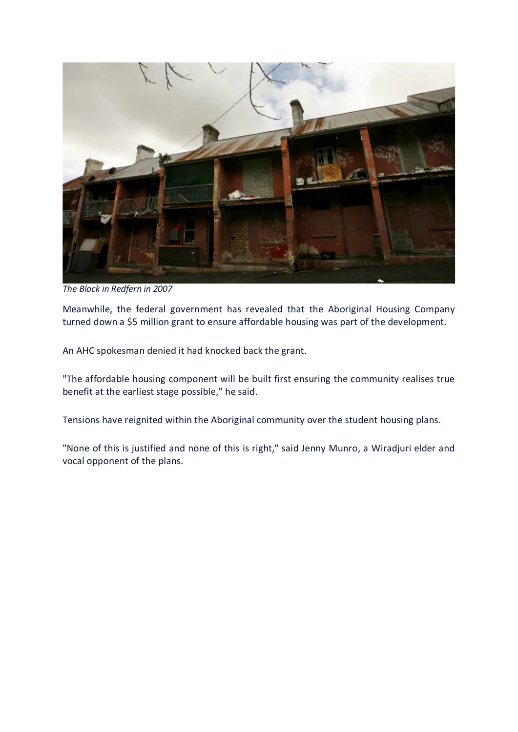*The Block in Redfern in 2007*

Meanwhile, the federal government has revealed that the Aboriginal Housing Company turned down a $5 million grant to ensure affordable housing was part of the development.

An AHC spokesman denied it had knocked back the grant.

"The affordable housing component will be built first ensuring the community realises true benefit at the earliest stage possible," he said.

Tensions have reignited within the Aboriginal community over the student housing plans.

"None of this is justified and none of this is right," said Jenny Munro, a Wiradjuri elder and vocal opponent of the plans.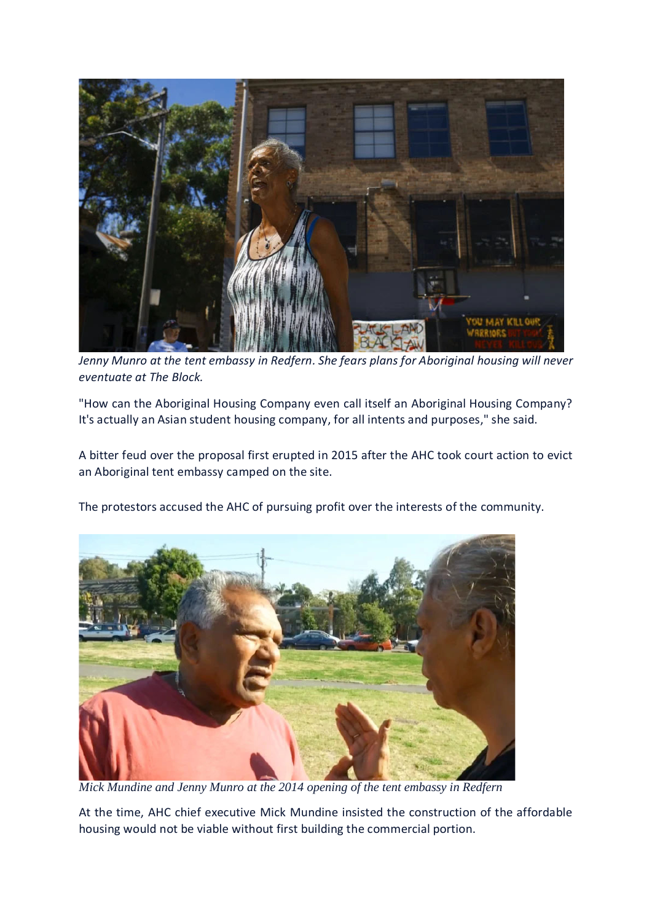*Jenny Munro at the tent embassy in Redfern. She fears plans for Aboriginal housing will never eventuate at The Block.*

"How can the Aboriginal Housing Company even call itself an Aboriginal Housing Company? It's actually an Asian student housing company, for all intents and purposes," she said.

A bitter feud over the proposal first erupted in 2015 after the AHC took court action to evict an Aboriginal tent embassy camped on the site.

The protestors accused the AHC of pursuing profit over the interests of the community.

*Mick Mundine and Jenny Munro at the 2014 opening of the tent embassy in Redfern*

At the time, AHC chief executive Mick Mundine insisted the construction of the affordable housing would not be viable without first building the commercial portion.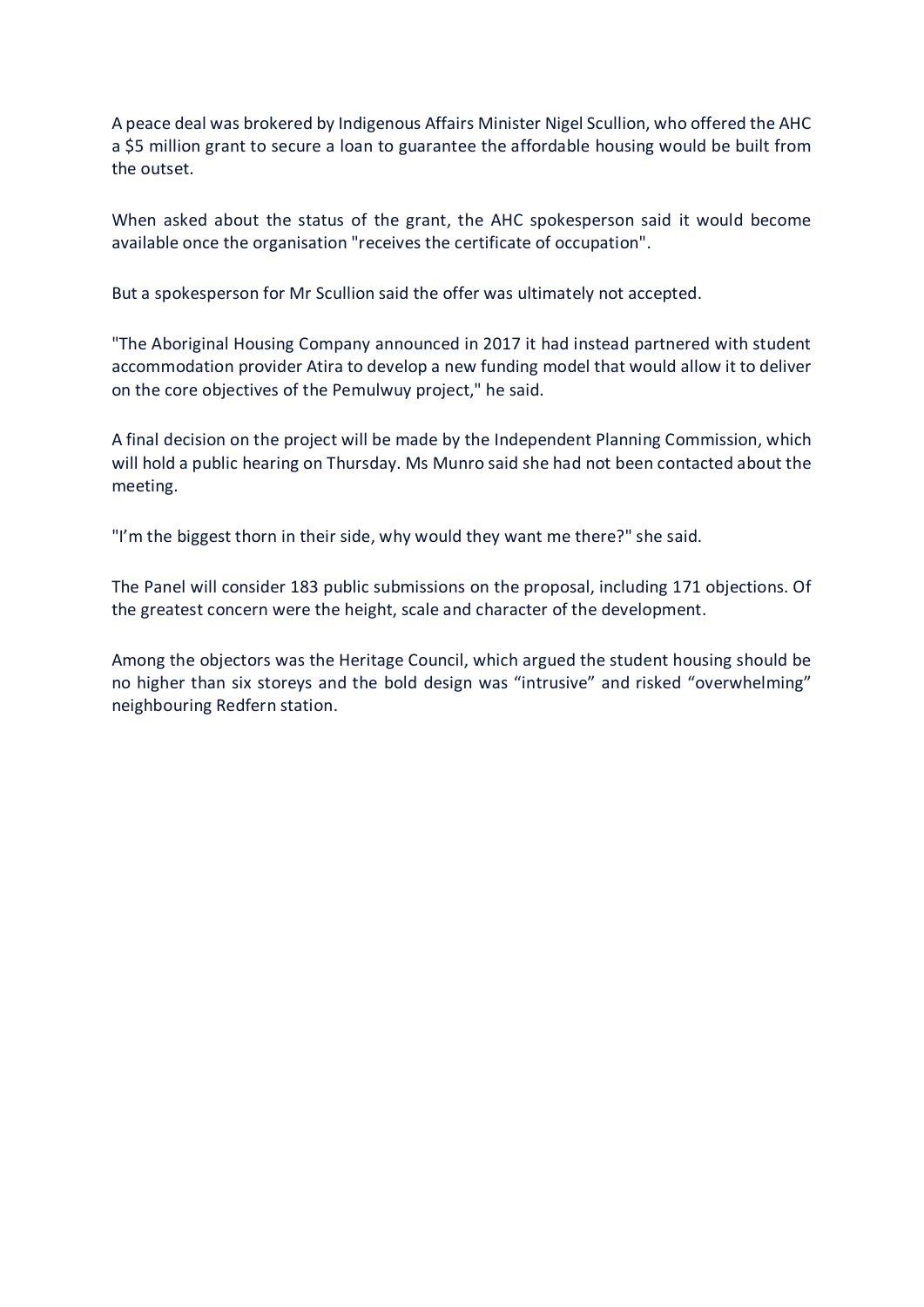A peace deal was brokered by Indigenous Affairs Minister Nigel Scullion, who offered the AHC a $5 million grant to secure a loan to guarantee the affordable housing would be built from the outset.

When asked about the status of the grant, the AHC spokesperson said it would become available once the organisation "receives the certificate of occupation".

But a spokesperson for Mr Scullion said the offer was ultimately not accepted.

"The Aboriginal Housing Company announced in 2017 it had instead partnered with student accommodation provider Atira to develop a new funding model that would allow it to deliver on the core objectives of the Pemulwuy project," he said.

A final decision on the project will be made by the Independent Planning Commission, which will hold a public hearing on Thursday. Ms Munro said she had not been contacted about the meeting.

"I'm the biggest thorn in their side, why would they want me there?" she said.

The Panel will consider 183 public submissions on the proposal, including 171 objections. Of the greatest concern were the height, scale and character of the development.

Among the objectors was the Heritage Council, which argued the student housing should be no higher than six storeys and the bold design was "intrusive" and risked "overwhelming" neighbouring Redfern station.